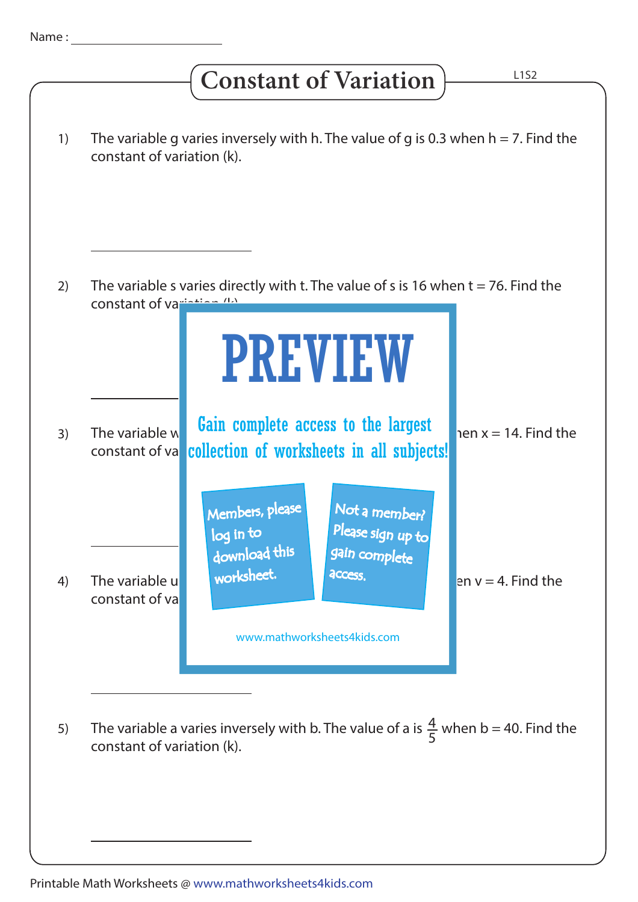Name : ______________________

# Constant of Variation

L1S2

1) The variable g varies inversely with h. The value of g is 0.3 when h = 7. Find the constant of variation (k).

______________________

2) The variable s varies directly with t. The value of s is 16 when t = 76. Find the constant of va

______________________

3) The variable w                                                                                     hen x = 14. Find the constant of va

______________________

4) The variable u                                                                                     en v = 4. Find the constant of va

PREVIEW

Gain complete access to the largest collection of worksheets in all subjects!

Members, please log in to download this worksheet.

Not a member? Please sign up to gain complete access.

www.mathworksheets4kids.com

______________________

5) The variable a varies inversely with b. The value of a is $\frac{4}{5}$ when b = 40. Find the constant of variation (k).

______________________

Printable Math Worksheets @ www.mathworksheets4kids.com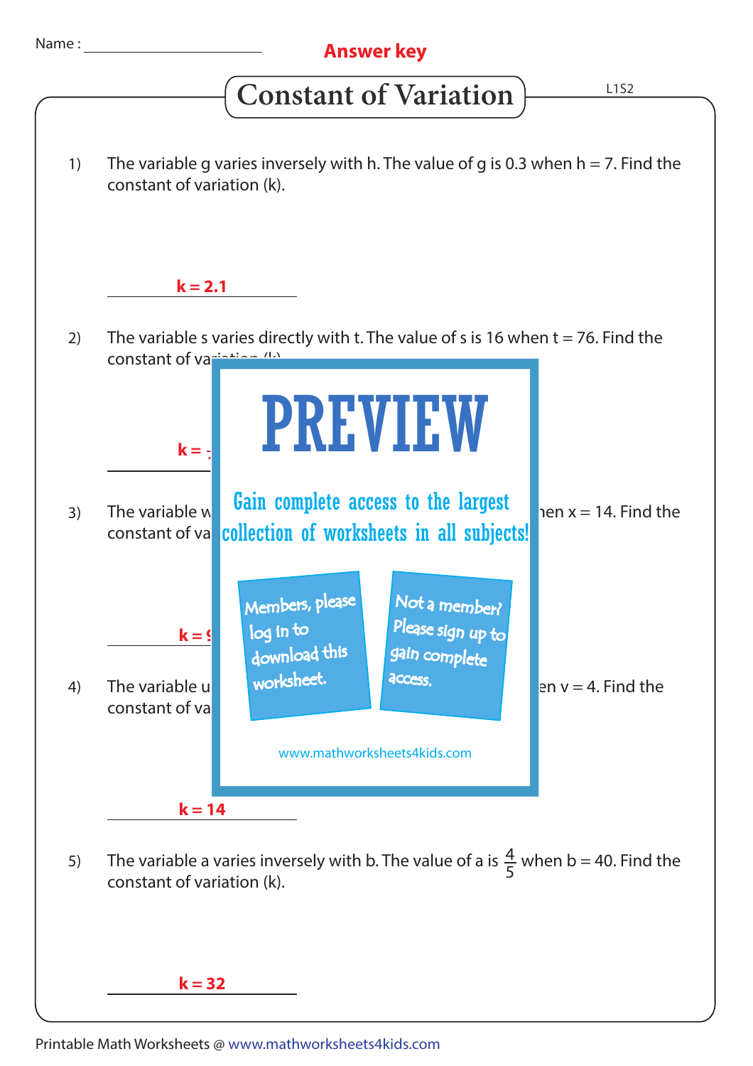Name : ______________________

**Answer key**

# Constant of Variation

L1S2

1) The variable g varies inversely with h. The value of g is 0.3 when h = 7. Find the constant of variation (k).

**k = 2.1**

2) The variable s varies directly with t. The value of s is 16 when t = 76. Find the constant of va

**k =**

3) The variable w hen x = 14. Find the constant of va

**k = 9**

4) The variable u en v = 4. Find the constant of va

**k = 14**

5) The variable a varies inversely with b. The value of a is $\frac{4}{5}$ when b = 40. Find the constant of variation (k).

**k = 32**

PREVIEW

Gain complete access to the largest collection of worksheets in all subjects!

Members, please log in to download this worksheet.

Not a member? Please sign up to gain complete access.

www.mathworksheets4kids.com